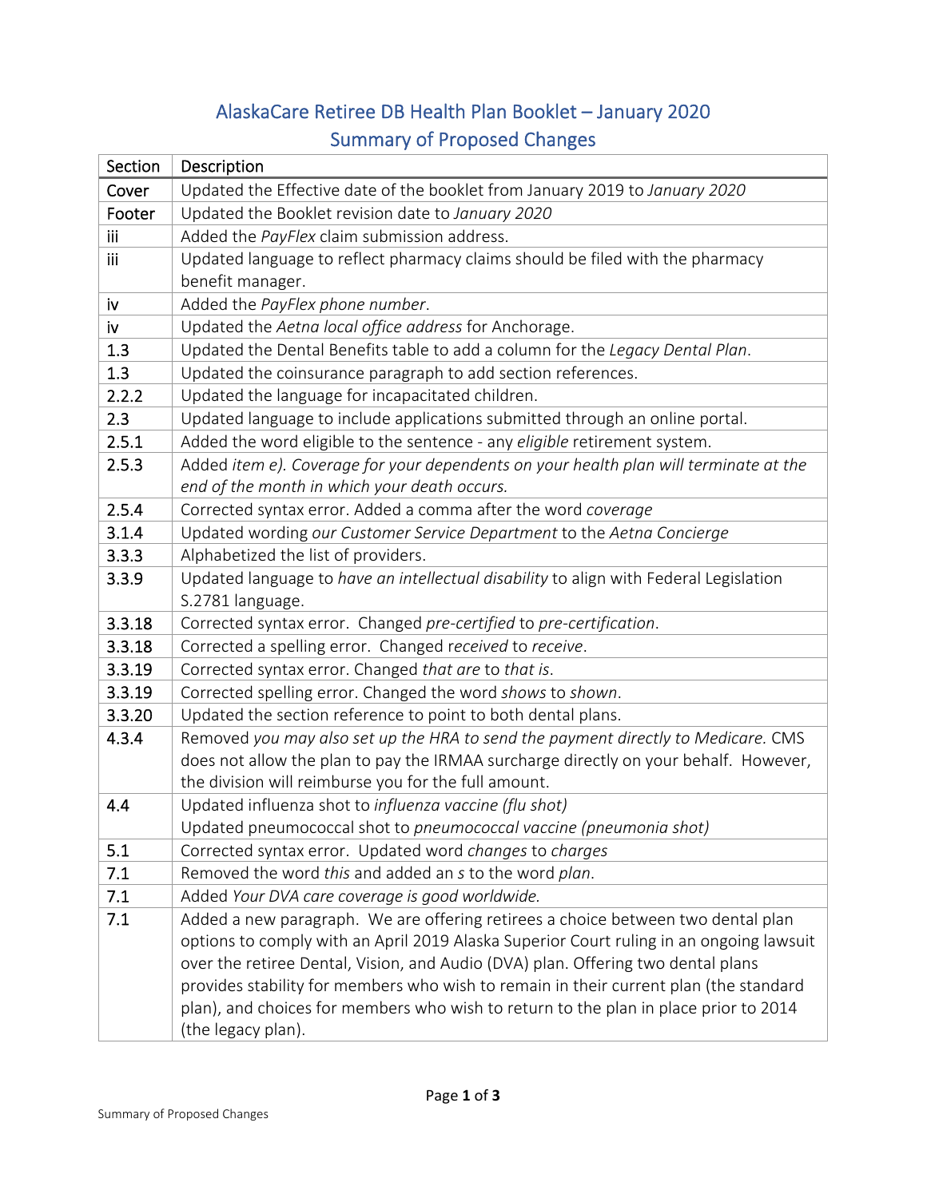# AlaskaCare Retiree DB Health Plan Booklet – January 2020
## Summary of Proposed Changes

| Section | Description |
|---|---|
| Cover | Updated the Effective date of the booklet from January 2019 to *January 2020* |
| Footer | Updated the Booklet revision date to *January 2020* |
| iii | Added the *PayFlex* claim submission address. |
| iii | Updated language to reflect pharmacy claims should be filed with the pharmacy benefit manager. |
| iv | Added the *PayFlex phone number*. |
| iv | Updated the *Aetna local office address* for Anchorage. |
| 1.3 | Updated the Dental Benefits table to add a column for the *Legacy Dental Plan*. |
| 1.3 | Updated the coinsurance paragraph to add section references. |
| 2.2.2 | Updated the language for incapacitated children. |
| 2.3 | Updated language to include applications submitted through an online portal. |
| 2.5.1 | Added the word eligible to the sentence - any *eligible* retirement system. |
| 2.5.3 | Added *item e). Coverage for your dependents on your health plan will terminate at the end of the month in which your death occurs.* |
| 2.5.4 | Corrected syntax error. Added a comma after the word *coverage* |
| 3.1.4 | Updated wording *our Customer Service Department* to the *Aetna Concierge* |
| 3.3.3 | Alphabetized the list of providers. |
| 3.3.9 | Updated language to *have an intellectual disability* to align with Federal Legislation S.2781 language. |
| 3.3.18 | Corrected syntax error. Changed *pre-certified* to *pre-certification*. |
| 3.3.18 | Corrected a spelling error. Changed *received* to *receive*. |
| 3.3.19 | Corrected syntax error. Changed *that are* to *that is*. |
| 3.3.19 | Corrected spelling error. Changed the word *shows* to *shown*. |
| 3.3.20 | Updated the section reference to point to both dental plans. |
| 4.3.4 | Removed *you may also set up the HRA to send the payment directly to Medicare.* CMS does not allow the plan to pay the IRMAA surcharge directly on your behalf. However, the division will reimburse you for the full amount. |
| 4.4 | Updated influenza shot to *influenza vaccine (flu shot)*<br>Updated pneumococcal shot to *pneumococcal vaccine (pneumonia shot)* |
| 5.1 | Corrected syntax error. Updated word *changes* to *charges* |
| 7.1 | Removed the word *this* and added an *s* to the word *plan*. |
| 7.1 | Added *Your DVA care coverage is good worldwide.* |
| 7.1 | Added a new paragraph. We are offering retirees a choice between two dental plan options to comply with an April 2019 Alaska Superior Court ruling in an ongoing lawsuit over the retiree Dental, Vision, and Audio (DVA) plan. Offering two dental plans provides stability for members who wish to remain in their current plan (the standard plan), and choices for members who wish to return to the plan in place prior to 2014 (the legacy plan). |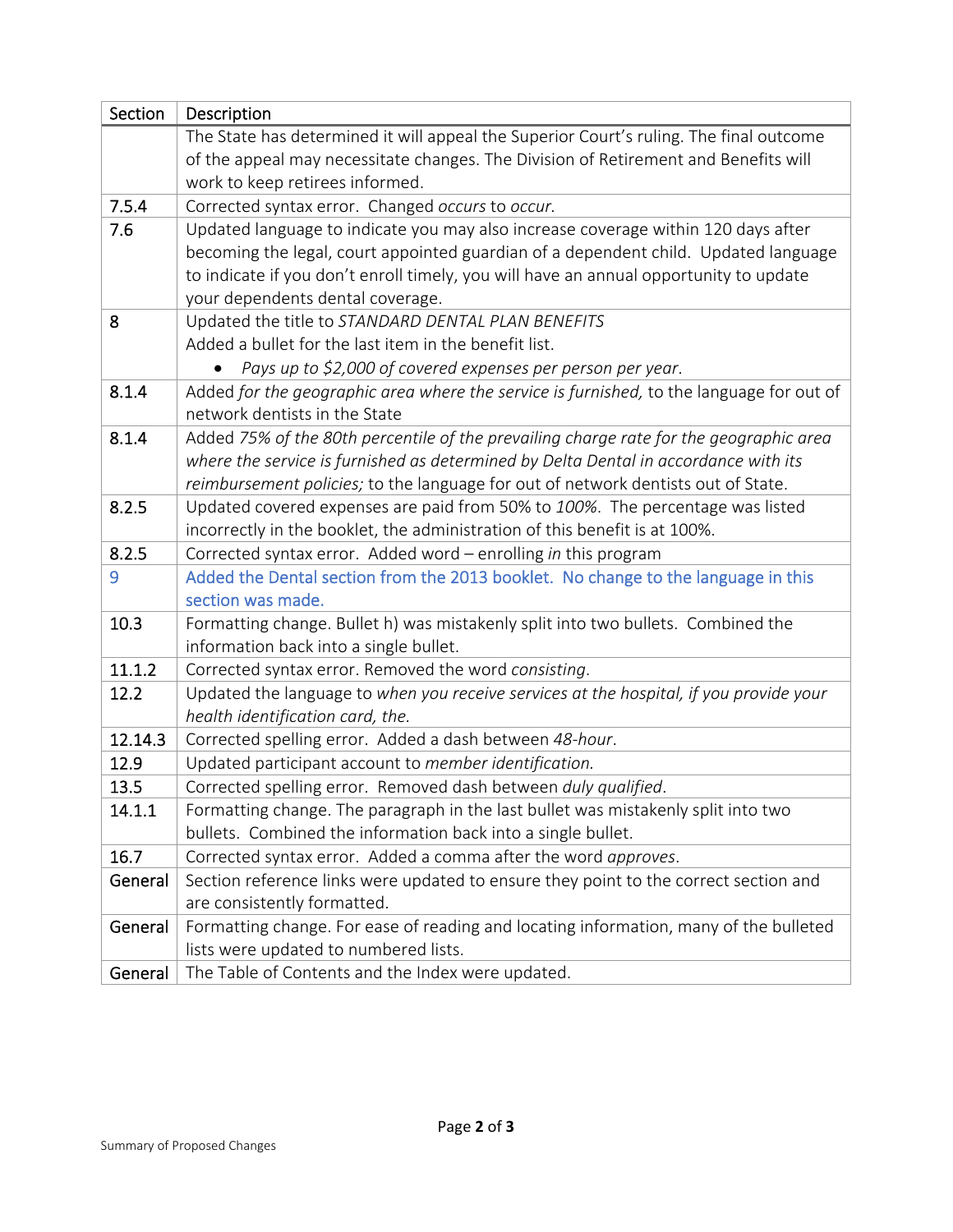| Section | Description |
| --- | --- |
| | The State has determined it will appeal the Superior Court's ruling. The final outcome of the appeal may necessitate changes. The Division of Retirement and Benefits will work to keep retirees informed. |
| 7.5.4 | Corrected syntax error. Changed *occurs* to *occur.* |
| 7.6 | Updated language to indicate you may also increase coverage within 120 days after becoming the legal, court appointed guardian of a dependent child. Updated language to indicate if you don't enroll timely, you will have an annual opportunity to update your dependents dental coverage. |
| 8 | Updated the title to *STANDARD DENTAL PLAN BENEFITS*<br>Added a bullet for the last item in the benefit list.<br>• *Pays up to $2,000 of covered expenses per person per year*. |
| 8.1.4 | Added *for the geographic area where the service is furnished,* to the language for out of network dentists in the State |
| 8.1.4 | Added *75% of the 80th percentile of the prevailing charge rate for the geographic area where the service is furnished as determined by Delta Dental in accordance with its reimbursement policies;* to the language for out of network dentists out of State. |
| 8.2.5 | Updated covered expenses are paid from 50% to *100%*. The percentage was listed incorrectly in the booklet, the administration of this benefit is at 100%. |
| 8.2.5 | Corrected syntax error. Added word – enrolling *in* this program |
| 9 | Added the Dental section from the 2013 booklet. No change to the language in this section was made. |
| 10.3 | Formatting change. Bullet h) was mistakenly split into two bullets. Combined the information back into a single bullet. |
| 11.1.2 | Corrected syntax error. Removed the word *consisting*. |
| 12.2 | Updated the language to *when you receive services at the hospital, if you provide your health identification card, the.* |
| 12.14.3 | Corrected spelling error. Added a dash between *48-hour*. |
| 12.9 | Updated participant account to *member identification.* |
| 13.5 | Corrected spelling error. Removed dash between *duly qualified*. |
| 14.1.1 | Formatting change. The paragraph in the last bullet was mistakenly split into two bullets. Combined the information back into a single bullet. |
| 16.7 | Corrected syntax error. Added a comma after the word *approves*. |
| General | Section reference links were updated to ensure they point to the correct section and are consistently formatted. |
| General | Formatting change. For ease of reading and locating information, many of the bulleted lists were updated to numbered lists. |
| General | The Table of Contents and the Index were updated. |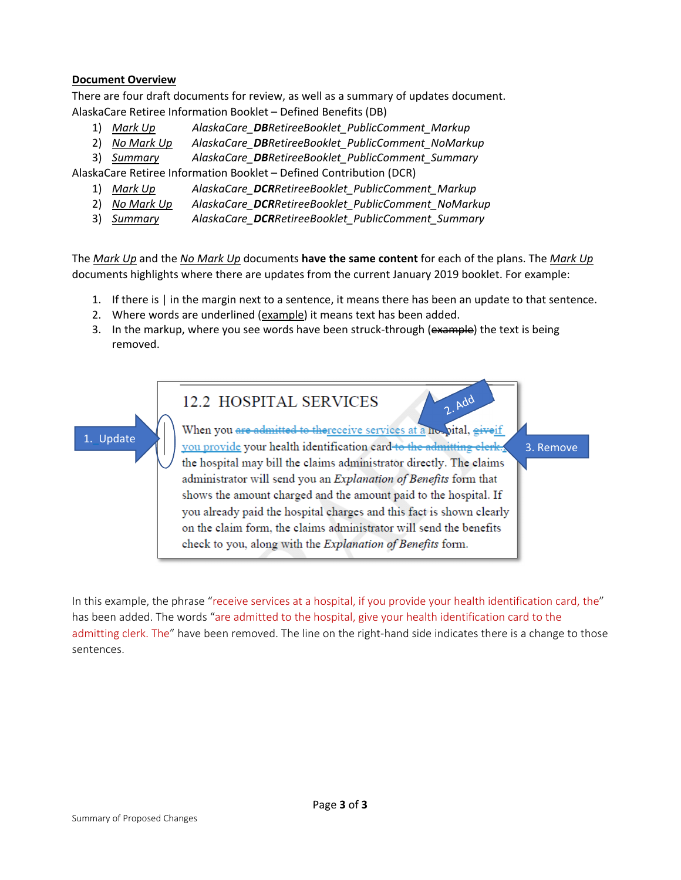**Document Overview**

There are four draft documents for review, as well as a summary of updates document.

AlaskaCare Retiree Information Booklet – Defined Benefits (DB)

1) *Mark Up* *AlaskaCare_**DB**RetireeBooklet_PublicComment_Markup*
2) *No Mark Up* *AlaskaCare_**DB**RetireeBooklet_PublicComment_NoMarkup*
3) *Summary* *AlaskaCare_**DB**RetireeBooklet_PublicComment_Summary*

AlaskaCare Retiree Information Booklet – Defined Contribution (DCR)

1) *Mark Up* *AlaskaCare_**DCR**RetireeBooklet_PublicComment_Markup*
2) *No Mark Up* *AlaskaCare_**DCR**RetireeBooklet_PublicComment_NoMarkup*
3) *Summary* *AlaskaCare_**DCR**RetireeBooklet_PublicComment_Summary*

The *Mark Up* and the *No Mark Up* documents **have the same content** for each of the plans. The *Mark Up* documents highlights where there are updates from the current January 2019 booklet. For example:

1. If there is | in the margin next to a sentence, it means there has been an update to that sentence.
2. Where words are underlined (example) it means text has been added.
3. In the markup, where you see words have been struck-through (~~example~~) the text is being removed.

1. Update

2. Add

3. Remove

12.2 HOSPITAL SERVICES

When you ~~are admitted to the~~receive services at a hospital, ~~give~~if you provide your health identification card ~~to the admitting clerk.~~ the hospital may bill the claims administrator directly. The claims administrator will send you an *Explanation of Benefits* form that shows the amount charged and the amount paid to the hospital. If you already paid the hospital charges and this fact is shown clearly on the claim form, the claims administrator will send the benefits check to you, along with the *Explanation of Benefits* form.

In this example, the phrase "receive services at a hospital, if you provide your health identification card, the" has been added. The words "are admitted to the hospital, give your health identification card to the admitting clerk. The" have been removed. The line on the right-hand side indicates there is a change to those sentences.

Summary of Proposed Changes